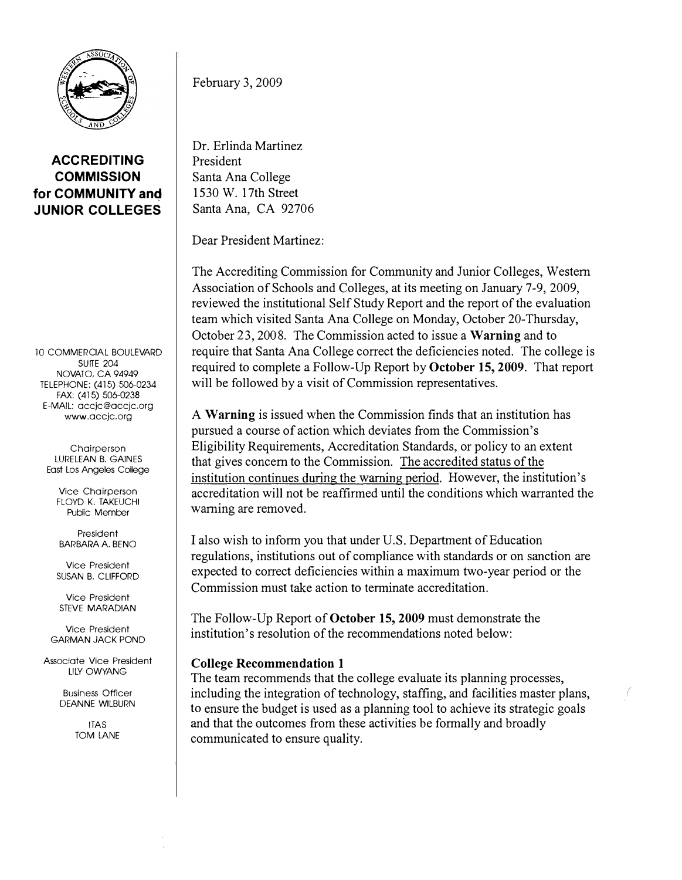**ACCREDITING COMMISSION for COMMUNITY and JUNIOR COLLEGES**

10 COMMERCIAL BOULEVARD
SUITE 204
NOVATO, CA 94949
TELEPHONE: (415) 506-0234
FAX: (415) 506-0238
E-MAIL: accjc@accjc.org
www.accjc.org

Chairperson
LURELEAN B. GAINES
East Los Angeles College

Vice Chairperson
FLOYD K. TAKEUCHI
Public Member

President
BARBARA A. BENO

Vice President
SUSAN B. CLIFFORD

Vice President
STEVE MARADIAN

Vice President
GARMAN JACK POND

Associate Vice President
LILY OWYANG

Business Officer
DEANNE WILBURN

ITAS
TOM LANE

February 3, 2009

Dr. Erlinda Martinez
President
Santa Ana College
1530 W. 17th Street
Santa Ana, CA 92706

Dear President Martinez:

The Accrediting Commission for Community and Junior Colleges, Western Association of Schools and Colleges, at its meeting on January 7-9, 2009, reviewed the institutional Self Study Report and the report of the evaluation team which visited Santa Ana College on Monday, October 20-Thursday, October 23, 2008. The Commission acted to issue a **Warning** and to require that Santa Ana College correct the deficiencies noted. The college is required to complete a Follow-Up Report by **October 15, 2009**. That report will be followed by a visit of Commission representatives.

A **Warning** is issued when the Commission finds that an institution has pursued a course of action which deviates from the Commission's Eligibility Requirements, Accreditation Standards, or policy to an extent that gives concern to the Commission. The accredited status of the institution continues during the warning period. However, the institution's accreditation will not be reaffirmed until the conditions which warranted the warning are removed.

I also wish to inform you that under U.S. Department of Education regulations, institutions out of compliance with standards or on sanction are expected to correct deficiencies within a maximum two-year period or the Commission must take action to terminate accreditation.

The Follow-Up Report of **October 15, 2009** must demonstrate the institution's resolution of the recommendations noted below:

**College Recommendation 1**
The team recommends that the college evaluate its planning processes, including the integration of technology, staffing, and facilities master plans, to ensure the budget is used as a planning tool to achieve its strategic goals and that the outcomes from these activities be formally and broadly communicated to ensure quality.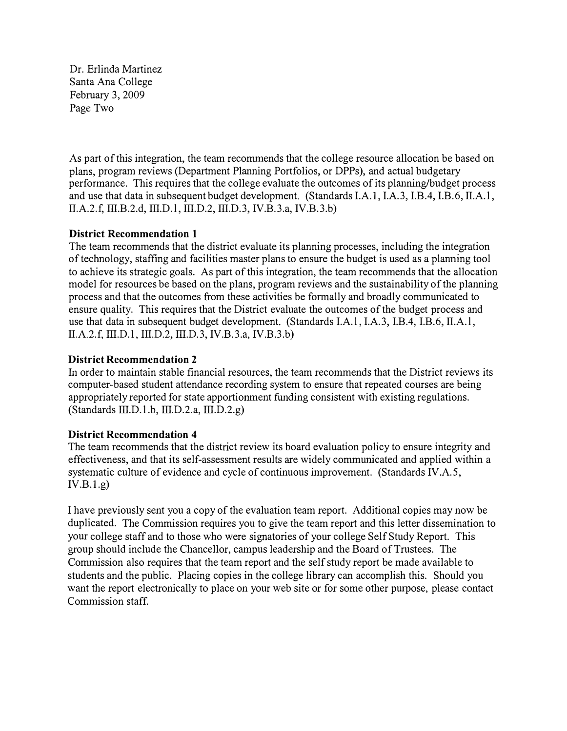As part of this integration, the team recommends that the college resource allocation be based on plans, program reviews (Department Planning Portfolios, or DPPs), and actual budgetary performance. This requires that the college evaluate the outcomes of its planning/budget process and use that data in subsequent budget development. (Standards I.A.1, I.A.3, I.B.4, I.B.6, II.A.1, II.A.2.f, III.B.2.d, III.D.1, III.D.2, III.D.3, IV.B.3.a, IV.B.3.b)

**District Recommendation 1**
The team recommends that the district evaluate its planning processes, including the integration of technology, staffing and facilities master plans to ensure the budget is used as a planning tool to achieve its strategic goals. As part of this integration, the team recommends that the allocation model for resources be based on the plans, program reviews and the sustainability of the planning process and that the outcomes from these activities be formally and broadly communicated to ensure quality. This requires that the District evaluate the outcomes of the budget process and use that data in subsequent budget development. (Standards I.A.1, I.A.3, I.B.4, I.B.6, II.A.1, II.A.2.f, III.D.1, III.D.2, III.D.3, IV.B.3.a, IV.B.3.b)

**District Recommendation 2**
In order to maintain stable financial resources, the team recommends that the District reviews its computer-based student attendance recording system to ensure that repeated courses are being appropriately reported for state apportionment funding consistent with existing regulations. (Standards III.D.1.b, III.D.2.a, III.D.2.g)

**District Recommendation 4**
The team recommends that the district review its board evaluation policy to ensure integrity and effectiveness, and that its self-assessment results are widely communicated and applied within a systematic culture of evidence and cycle of continuous improvement. (Standards IV.A.5, IV.B.1.g)

I have previously sent you a copy of the evaluation team report. Additional copies may now be duplicated. The Commission requires you to give the team report and this letter dissemination to your college staff and to those who were signatories of your college Self Study Report. This group should include the Chancellor, campus leadership and the Board of Trustees. The Commission also requires that the team report and the self study report be made available to students and the public. Placing copies in the college library can accomplish this. Should you want the report electronically to place on your web site or for some other purpose, please contact Commission staff.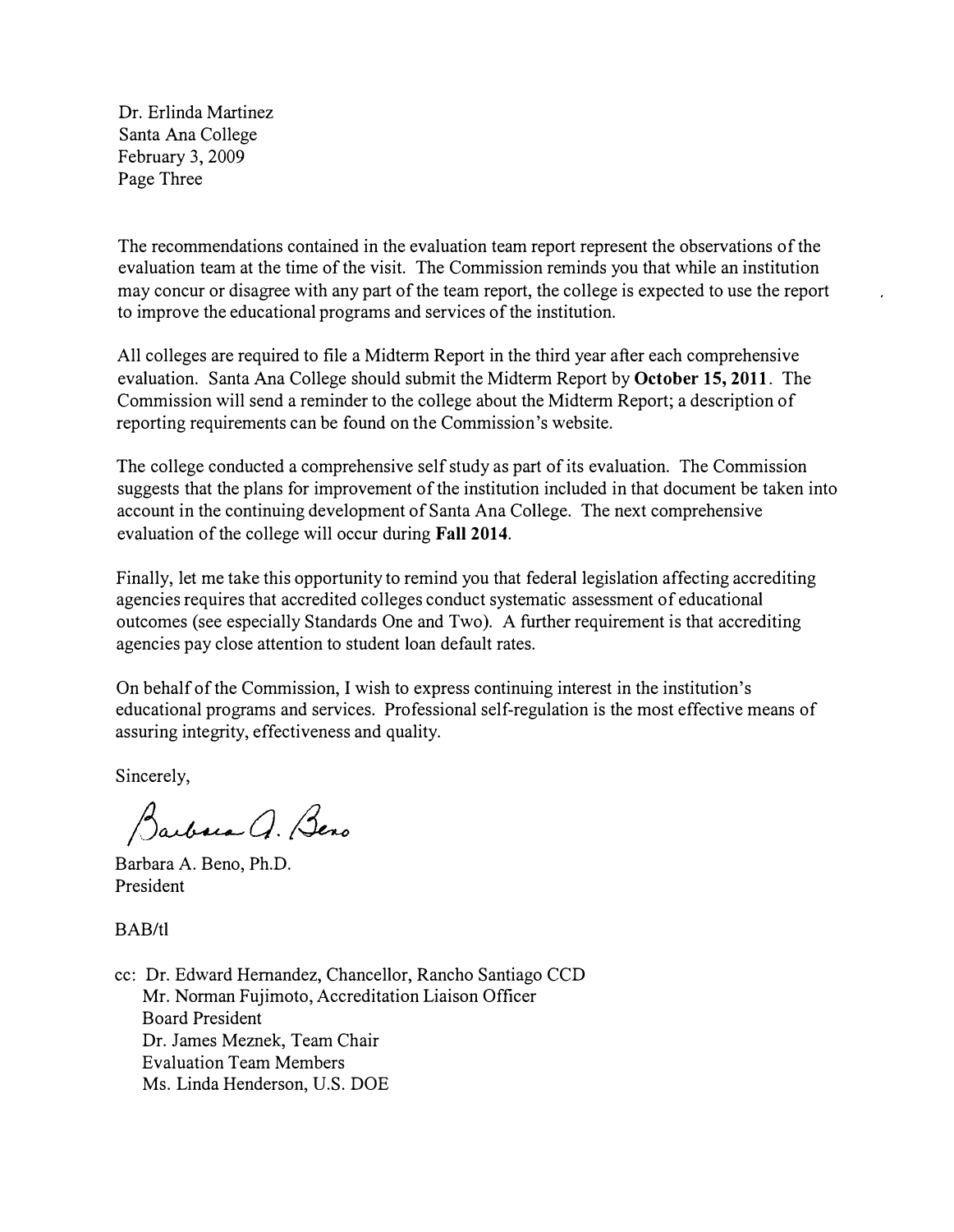Dr. Erlinda Martinez
Santa Ana College
February 3, 2009
Page Three

The recommendations contained in the evaluation team report represent the observations of the evaluation team at the time of the visit. The Commission reminds you that while an institution may concur or disagree with any part of the team report, the college is expected to use the report to improve the educational programs and services of the institution.

All colleges are required to file a Midterm Report in the third year after each comprehensive evaluation. Santa Ana College should submit the Midterm Report by **October 15, 2011**. The Commission will send a reminder to the college about the Midterm Report; a description of reporting requirements can be found on the Commission's website.

The college conducted a comprehensive self study as part of its evaluation. The Commission suggests that the plans for improvement of the institution included in that document be taken into account in the continuing development of Santa Ana College. The next comprehensive evaluation of the college will occur during **Fall 2014**.

Finally, let me take this opportunity to remind you that federal legislation affecting accrediting agencies requires that accredited colleges conduct systematic assessment of educational outcomes (see especially Standards One and Two). A further requirement is that accrediting agencies pay close attention to student loan default rates.

On behalf of the Commission, I wish to express continuing interest in the institution's educational programs and services. Professional self-regulation is the most effective means of assuring integrity, effectiveness and quality.

Sincerely,

Barbara A. Beno

Barbara A. Beno, Ph.D.
President

BAB/tl

cc: Dr. Edward Hernandez, Chancellor, Rancho Santiago CCD
Mr. Norman Fujimoto, Accreditation Liaison Officer
Board President
Dr. James Meznek, Team Chair
Evaluation Team Members
Ms. Linda Henderson, U.S. DOE